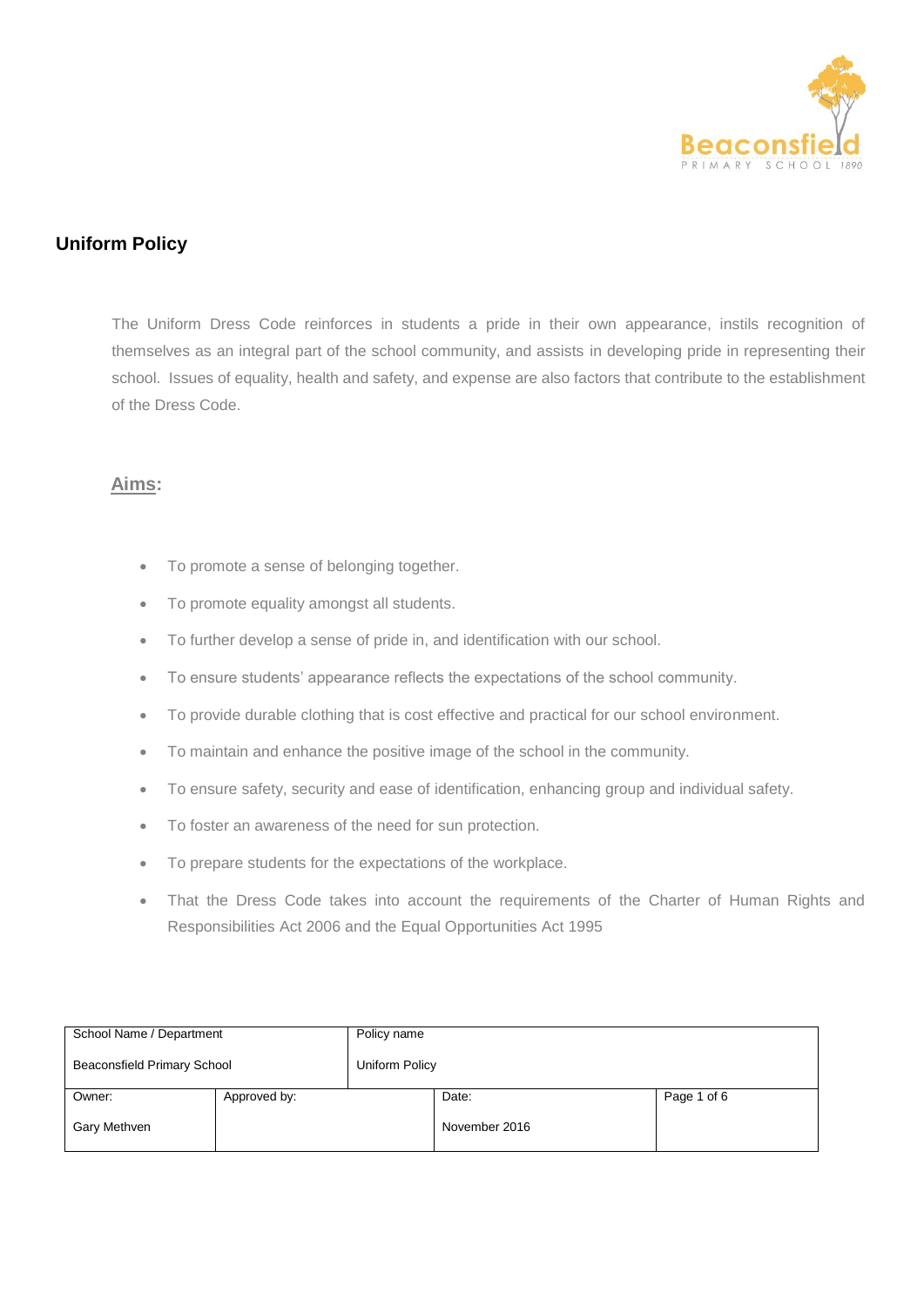## Uniform Policy

The Uniform Dress Code reinforces in students a pride in their own appearance, instils recognition of themselves as an integral part of the school community, and assists in developing pride in representing their school. Issues of equality, health and safety, and expense are also factors that contribute to the establishment of the Dress Code.

### Aims:

- To promote a sense of belonging together.
- To promote equality amongst all students.
- To further develop a sense of pride in, and identification with our school.
- To ensure students' appearance reflects the expectations of the school community.
- To provide durable clothing that is cost effective and practical for our school environment.
- To maintain and enhance the positive image of the school in the community.
- To ensure safety, security and ease of identification, enhancing group and individual safety.
- To foster an awareness of the need for sun protection.
- To prepare students for the expectations of the workplace.
- That the Dress Code takes into account the requirements of the Charter of Human Rights and Responsibilities Act 2006 and the Equal Opportunities Act 1995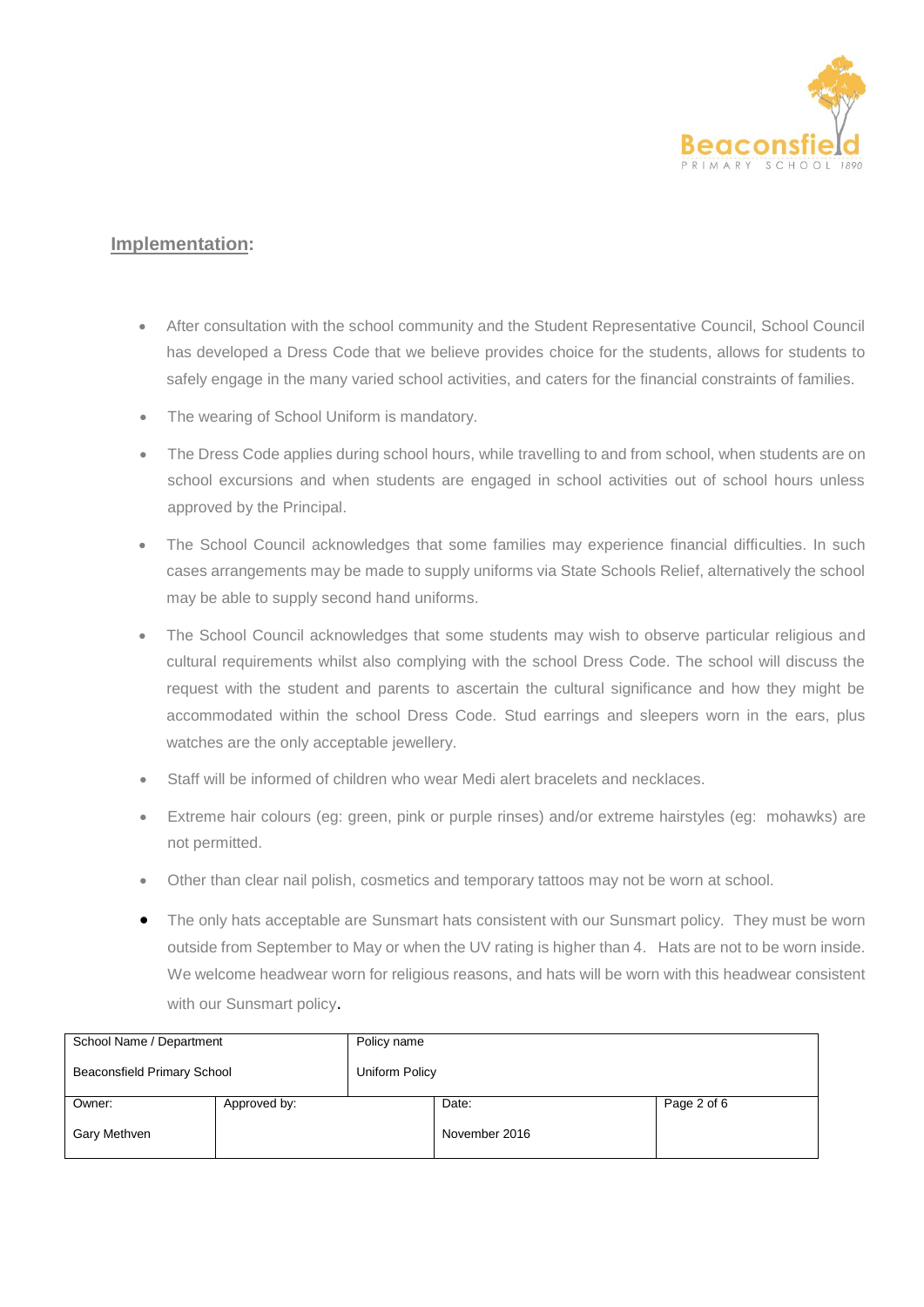## Implementation:

- After consultation with the school community and the Student Representative Council, School Council has developed a Dress Code that we believe provides choice for the students, allows for students to safely engage in the many varied school activities, and caters for the financial constraints of families.
- The wearing of School Uniform is mandatory.
- The Dress Code applies during school hours, while travelling to and from school, when students are on school excursions and when students are engaged in school activities out of school hours unless approved by the Principal.
- The School Council acknowledges that some families may experience financial difficulties. In such cases arrangements may be made to supply uniforms via State Schools Relief, alternatively the school may be able to supply second hand uniforms.
- The School Council acknowledges that some students may wish to observe particular religious and cultural requirements whilst also complying with the school Dress Code. The school will discuss the request with the student and parents to ascertain the cultural significance and how they might be accommodated within the school Dress Code. Stud earrings and sleepers worn in the ears, plus watches are the only acceptable jewellery.
- Staff will be informed of children who wear Medi alert bracelets and necklaces.
- Extreme hair colours (eg: green, pink or purple rinses) and/or extreme hairstyles (eg: mohawks) are not permitted.
- Other than clear nail polish, cosmetics and temporary tattoos may not be worn at school.
- The only hats acceptable are Sunsmart hats consistent with our Sunsmart policy. They must be worn outside from September to May or when the UV rating is higher than 4. Hats are not to be worn inside. We welcome headwear worn for religious reasons, and hats will be worn with this headwear consistent with our Sunsmart policy.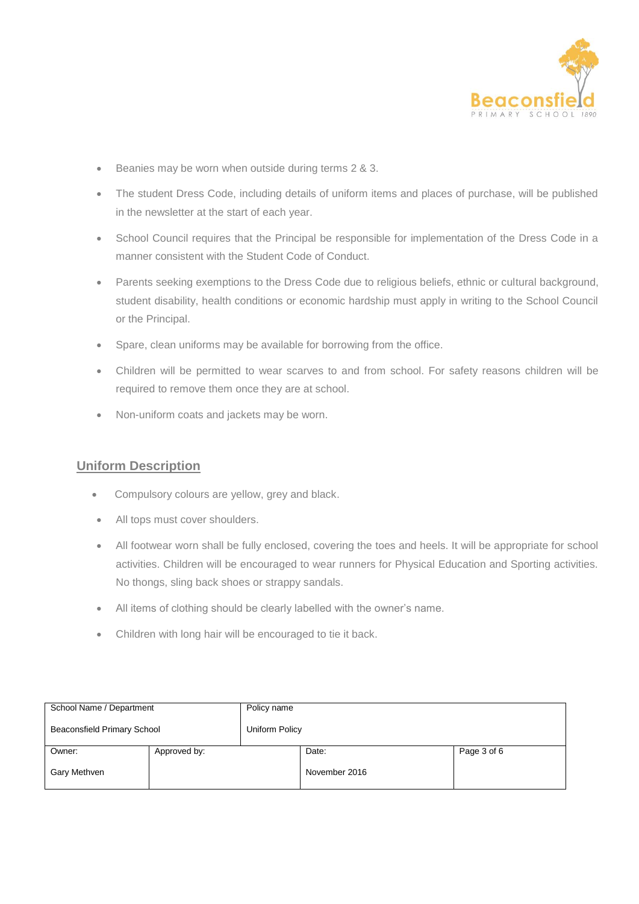- Beanies may be worn when outside during terms 2 & 3.
- The student Dress Code, including details of uniform items and places of purchase, will be published in the newsletter at the start of each year.
- School Council requires that the Principal be responsible for implementation of the Dress Code in a manner consistent with the Student Code of Conduct.
- Parents seeking exemptions to the Dress Code due to religious beliefs, ethnic or cultural background, student disability, health conditions or economic hardship must apply in writing to the School Council or the Principal.
- Spare, clean uniforms may be available for borrowing from the office.
- Children will be permitted to wear scarves to and from school. For safety reasons children will be required to remove them once they are at school.
- Non-uniform coats and jackets may be worn.

## Uniform Description

- Compulsory colours are yellow, grey and black.
- All tops must cover shoulders.
- All footwear worn shall be fully enclosed, covering the toes and heels. It will be appropriate for school activities. Children will be encouraged to wear runners for Physical Education and Sporting activities. No thongs, sling back shoes or strappy sandals.
- All items of clothing should be clearly labelled with the owner's name.
- Children with long hair will be encouraged to tie it back.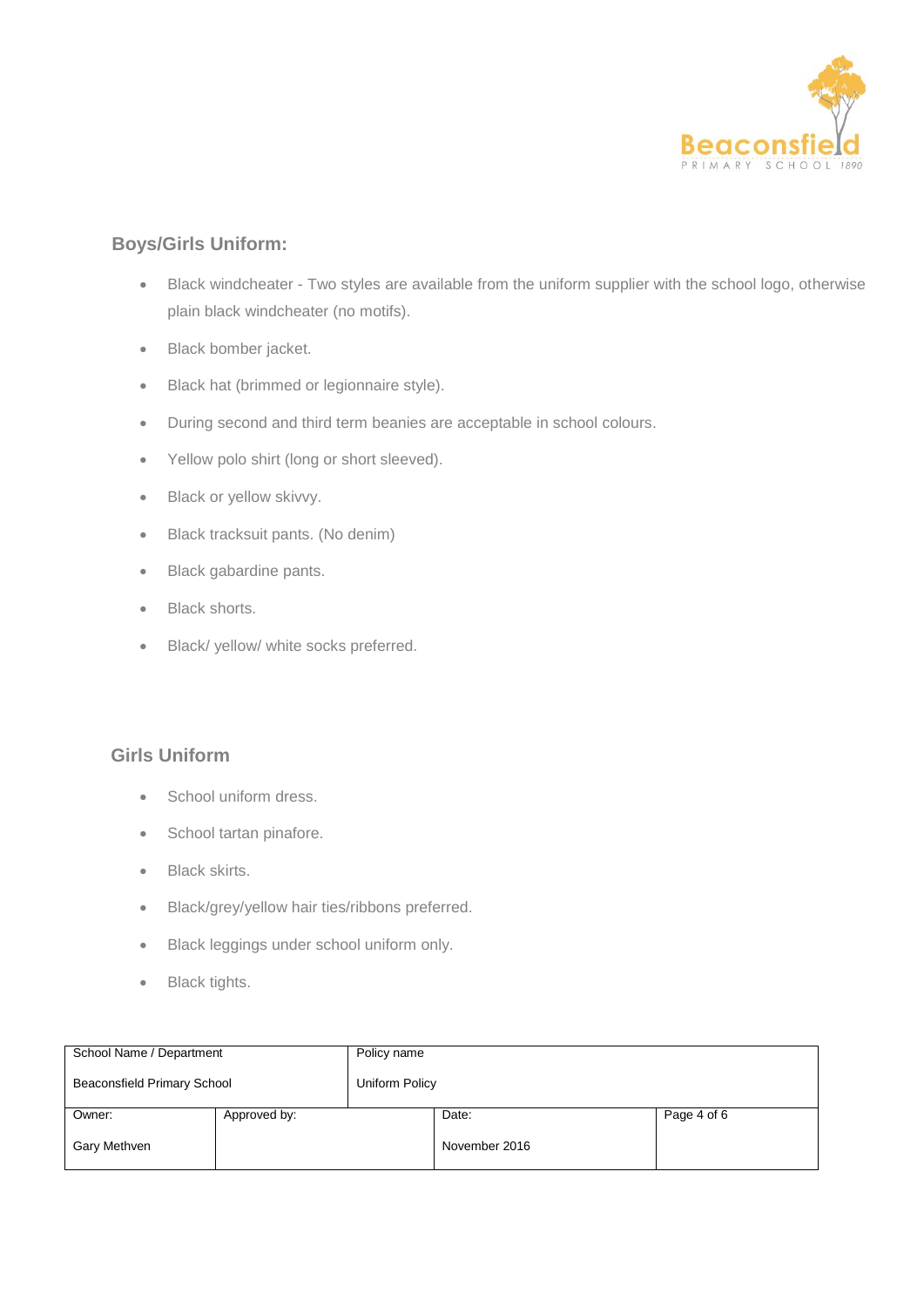## Boys/Girls Uniform:

- Black windcheater - Two styles are available from the uniform supplier with the school logo, otherwise plain black windcheater (no motifs).
- Black bomber jacket.
- Black hat (brimmed or legionnaire style).
- During second and third term beanies are acceptable in school colours.
- Yellow polo shirt (long or short sleeved).
- Black or yellow skivvy.
- Black tracksuit pants. (No denim)
- Black gabardine pants.
- Black shorts.
- Black/ yellow/ white socks preferred.

## Girls Uniform

- School uniform dress.
- School tartan pinafore.
- Black skirts.
- Black/grey/yellow hair ties/ribbons preferred.
- Black leggings under school uniform only.
- Black tights.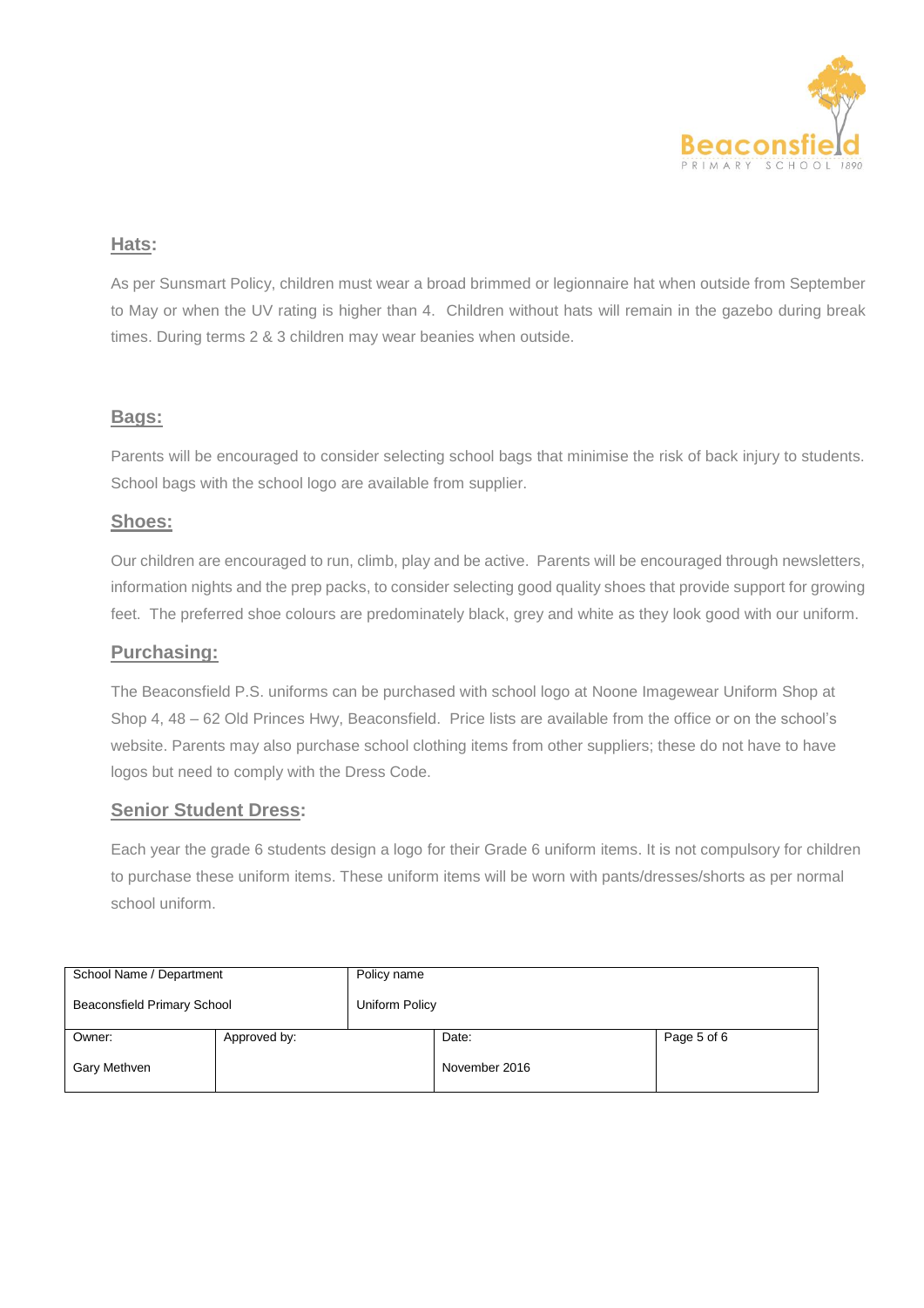## Hats:

As per Sunsmart Policy, children must wear a broad brimmed or legionnaire hat when outside from September to May or when the UV rating is higher than 4. Children without hats will remain in the gazebo during break times. During terms 2 & 3 children may wear beanies when outside.

## Bags:

Parents will be encouraged to consider selecting school bags that minimise the risk of back injury to students. School bags with the school logo are available from supplier.

## Shoes:

Our children are encouraged to run, climb, play and be active. Parents will be encouraged through newsletters, information nights and the prep packs, to consider selecting good quality shoes that provide support for growing feet. The preferred shoe colours are predominately black, grey and white as they look good with our uniform.

## Purchasing:

The Beaconsfield P.S. uniforms can be purchased with school logo at Noone Imagewear Uniform Shop at Shop 4, 48 – 62 Old Princes Hwy, Beaconsfield. Price lists are available from the office or on the school's website. Parents may also purchase school clothing items from other suppliers; these do not have to have logos but need to comply with the Dress Code.

## Senior Student Dress:

Each year the grade 6 students design a logo for their Grade 6 uniform items. It is not compulsory for children to purchase these uniform items. These uniform items will be worn with pants/dresses/shorts as per normal school uniform.

| School Name / Department | | Policy name | |
|---|---|---|---|
| Beaconsfield Primary School | | Uniform Policy | |
| Owner: | Approved by: | Date: | |
| Gary Methven | | November 2016 | |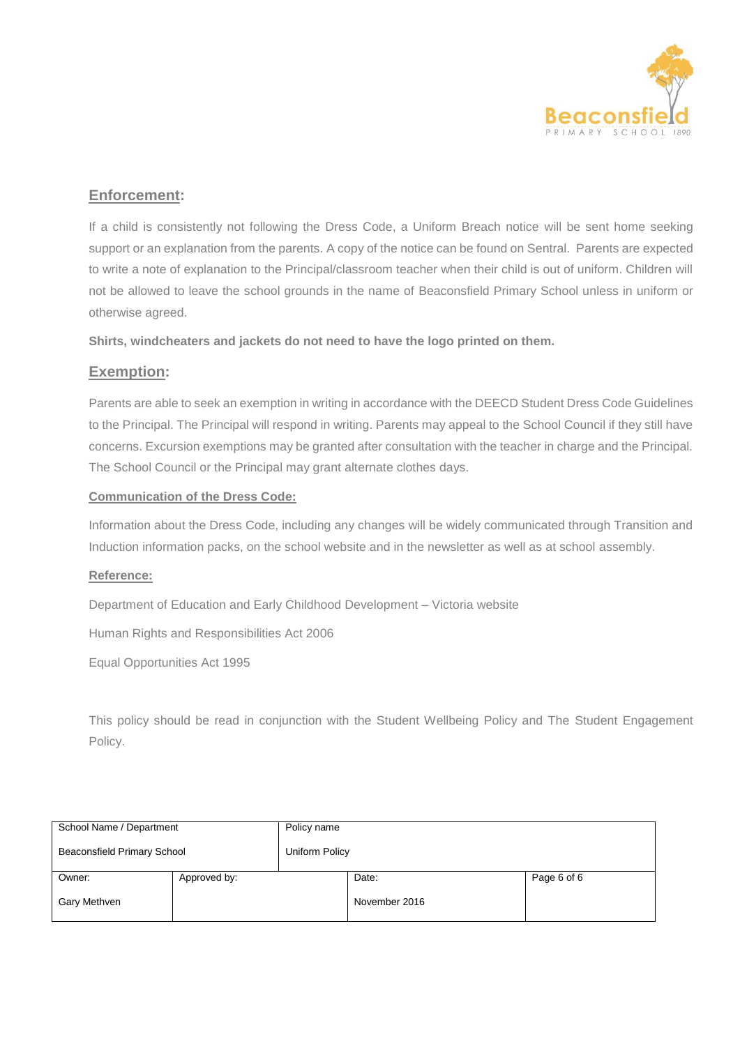## Enforcement:

If a child is consistently not following the Dress Code, a Uniform Breach notice will be sent home seeking support or an explanation from the parents. A copy of the notice can be found on Sentral. Parents are expected to write a note of explanation to the Principal/classroom teacher when their child is out of uniform. Children will not be allowed to leave the school grounds in the name of Beaconsfield Primary School unless in uniform or otherwise agreed.

**Shirts, windcheaters and jackets do not need to have the logo printed on them.**

## Exemption:

Parents are able to seek an exemption in writing in accordance with the DEECD Student Dress Code Guidelines to the Principal. The Principal will respond in writing. Parents may appeal to the School Council if they still have concerns. Excursion exemptions may be granted after consultation with the teacher in charge and the Principal. The School Council or the Principal may grant alternate clothes days.

### Communication of the Dress Code:

Information about the Dress Code, including any changes will be widely communicated through Transition and Induction information packs, on the school website and in the newsletter as well as at school assembly.

### Reference:

Department of Education and Early Childhood Development – Victoria website

Human Rights and Responsibilities Act 2006

Equal Opportunities Act 1995

This policy should be read in conjunction with the Student Wellbeing Policy and The Student Engagement Policy.

| School Name / Department | | Policy name | |
|---|---|---|---|
| Beaconsfield Primary School | | Uniform Policy | |
| Owner: | Approved by: | Date: | Page 6 of 6 |
| Gary Methven | | November 2016 | |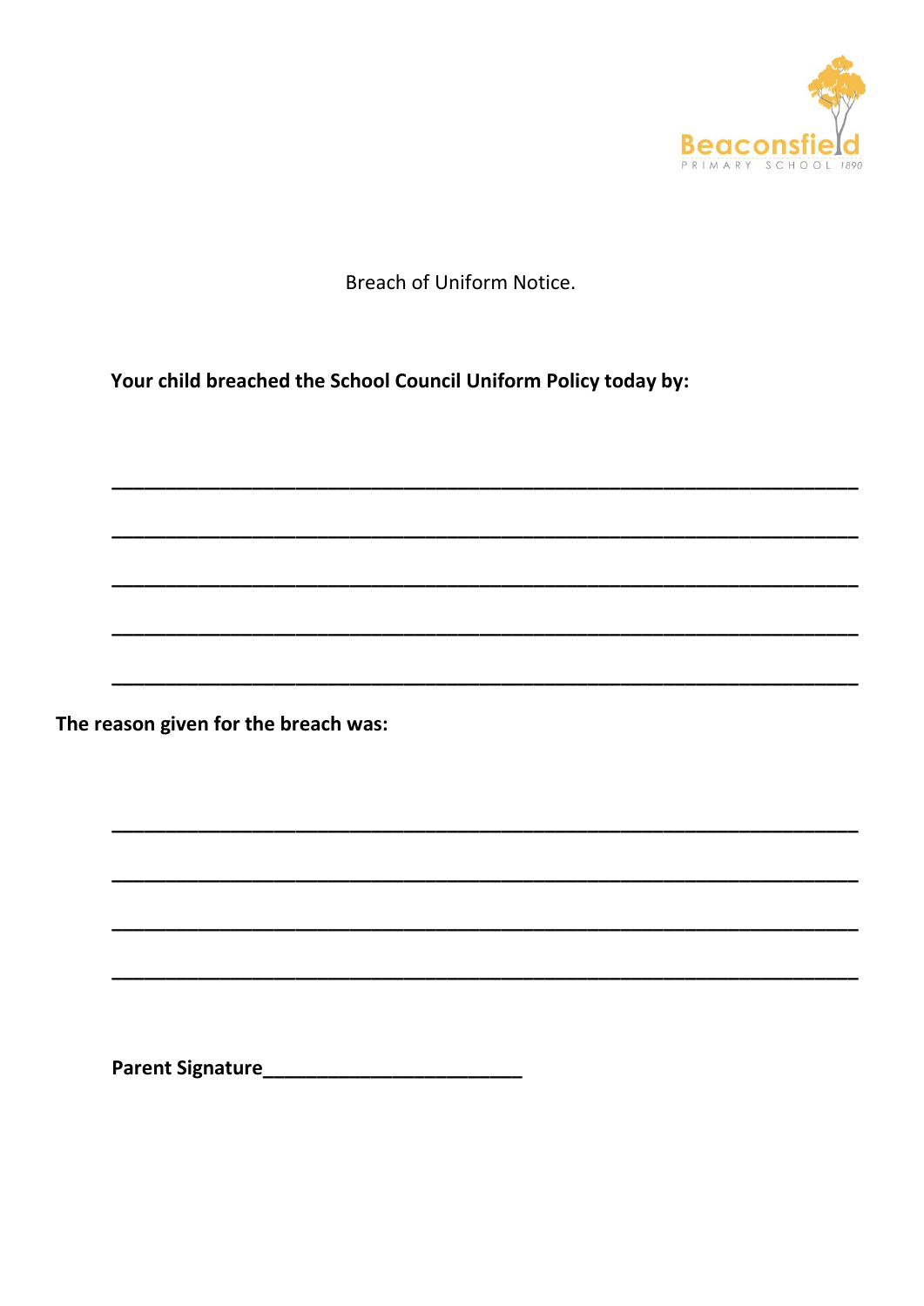Beaconsfield PRIMARY SCHOOL 1890

Breach of Uniform Notice.

**Your child breached the School Council Uniform Policy today by:**

______________________________________________________________________

______________________________________________________________________

______________________________________________________________________

______________________________________________________________________

______________________________________________________________________

**The reason given for the breach was:**

______________________________________________________________________

______________________________________________________________________

______________________________________________________________________

______________________________________________________________________

**Parent Signature**________________________